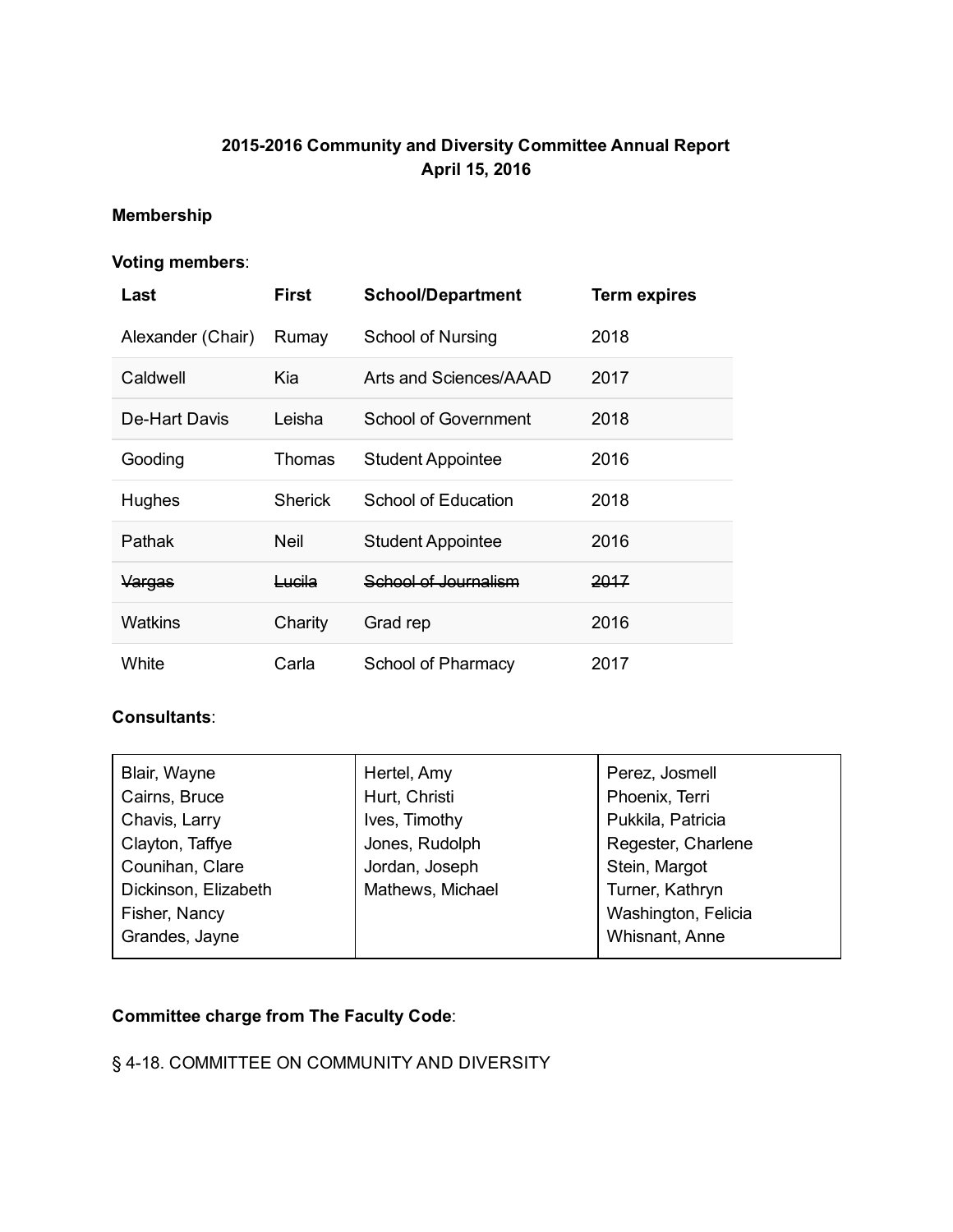**2015-2016 Community and Diversity Committee Annual Report**
**April 15, 2016**

**Membership**

**Voting members**:

| Last | First | School/Department | Term expires |
|---|---|---|---|
| Alexander (Chair) | Rumay | School of Nursing | 2018 |
| Caldwell | Kia | Arts and Sciences/AAAD | 2017 |
| De-Hart Davis | Leisha | School of Government | 2018 |
| Gooding | Thomas | Student Appointee | 2016 |
| Hughes | Sherick | School of Education | 2018 |
| Pathak | Neil | Student Appointee | 2016 |
| ~~Vargas~~ | ~~Lucila~~ | ~~School of Journalism~~ | ~~2017~~ |
| Watkins | Charity | Grad rep | 2016 |
| White | Carla | School of Pharmacy | 2017 |

**Consultants**:

| | | |
|---|---|---|
| Blair, Wayne | Hertel, Amy | Perez, Josmell |
| Cairns, Bruce | Hurt, Christi | Phoenix, Terri |
| Chavis, Larry | Ives, Timothy | Pukkila, Patricia |
| Clayton, Taffye | Jones, Rudolph | Regester, Charlene |
| Counihan, Clare | Jordan, Joseph | Stein, Margot |
| Dickinson, Elizabeth | Mathews, Michael | Turner, Kathryn |
| Fisher, Nancy | | Washington, Felicia |
| Grandes, Jayne | | Whisnant, Anne |

**Committee charge from The Faculty Code**:

§ 4-18. COMMITTEE ON COMMUNITY AND DIVERSITY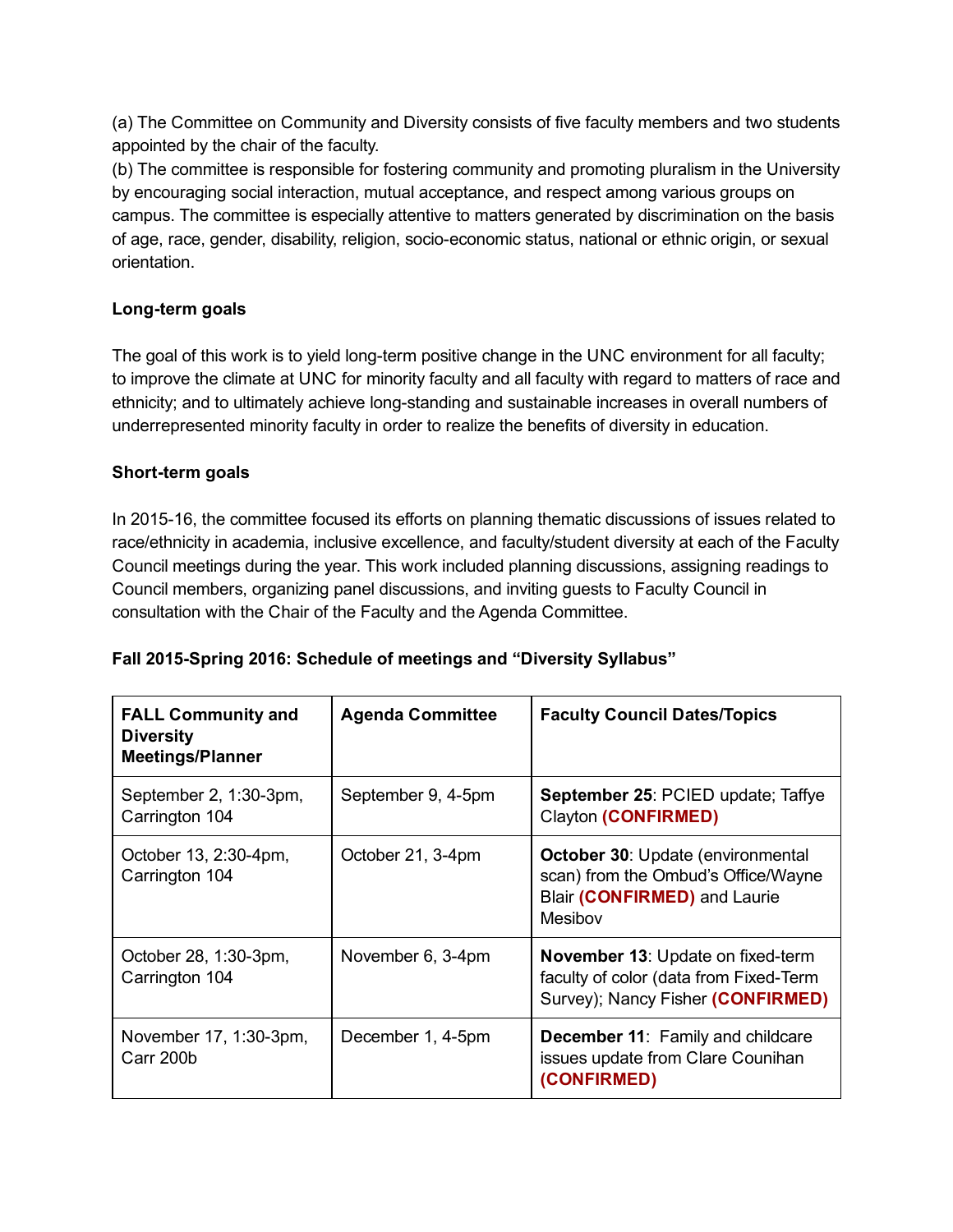(a) The Committee on Community and Diversity consists of five faculty members and two students appointed by the chair of the faculty.
(b) The committee is responsible for fostering community and promoting pluralism in the University by encouraging social interaction, mutual acceptance, and respect among various groups on campus. The committee is especially attentive to matters generated by discrimination on the basis of age, race, gender, disability, religion, socio-economic status, national or ethnic origin, or sexual orientation.

**Long-term goals**

The goal of this work is to yield long-term positive change in the UNC environment for all faculty; to improve the climate at UNC for minority faculty and all faculty with regard to matters of race and ethnicity; and to ultimately achieve long-standing and sustainable increases in overall numbers of underrepresented minority faculty in order to realize the benefits of diversity in education.

**Short-term goals**

In 2015-16, the committee focused its efforts on planning thematic discussions of issues related to race/ethnicity in academia, inclusive excellence, and faculty/student diversity at each of the Faculty Council meetings during the year. This work included planning discussions, assigning readings to Council members, organizing panel discussions, and inviting guests to Faculty Council in consultation with the Chair of the Faculty and the Agenda Committee.

**Fall 2015-Spring 2016: Schedule of meetings and "Diversity Syllabus"**

| FALL Community and Diversity Meetings/Planner | Agenda Committee | Faculty Council Dates/Topics |
|---|---|---|
| September 2, 1:30-3pm, Carrington 104 | September 9, 4-5pm | **September 25**: PCIED update; Taffye Clayton **(CONFIRMED)** |
| October 13, 2:30-4pm, Carrington 104 | October 21, 3-4pm | **October 30**: Update (environmental scan) from the Ombud's Office/Wayne Blair **(CONFIRMED)** and Laurie Mesibov |
| October 28, 1:30-3pm, Carrington 104 | November 6, 3-4pm | **November 13**: Update on fixed-term faculty of color (data from Fixed-Term Survey); Nancy Fisher **(CONFIRMED)** |
| November 17, 1:30-3pm, Carr 200b | December 1, 4-5pm | **December 11**: Family and childcare issues update from Clare Counihan **(CONFIRMED)** |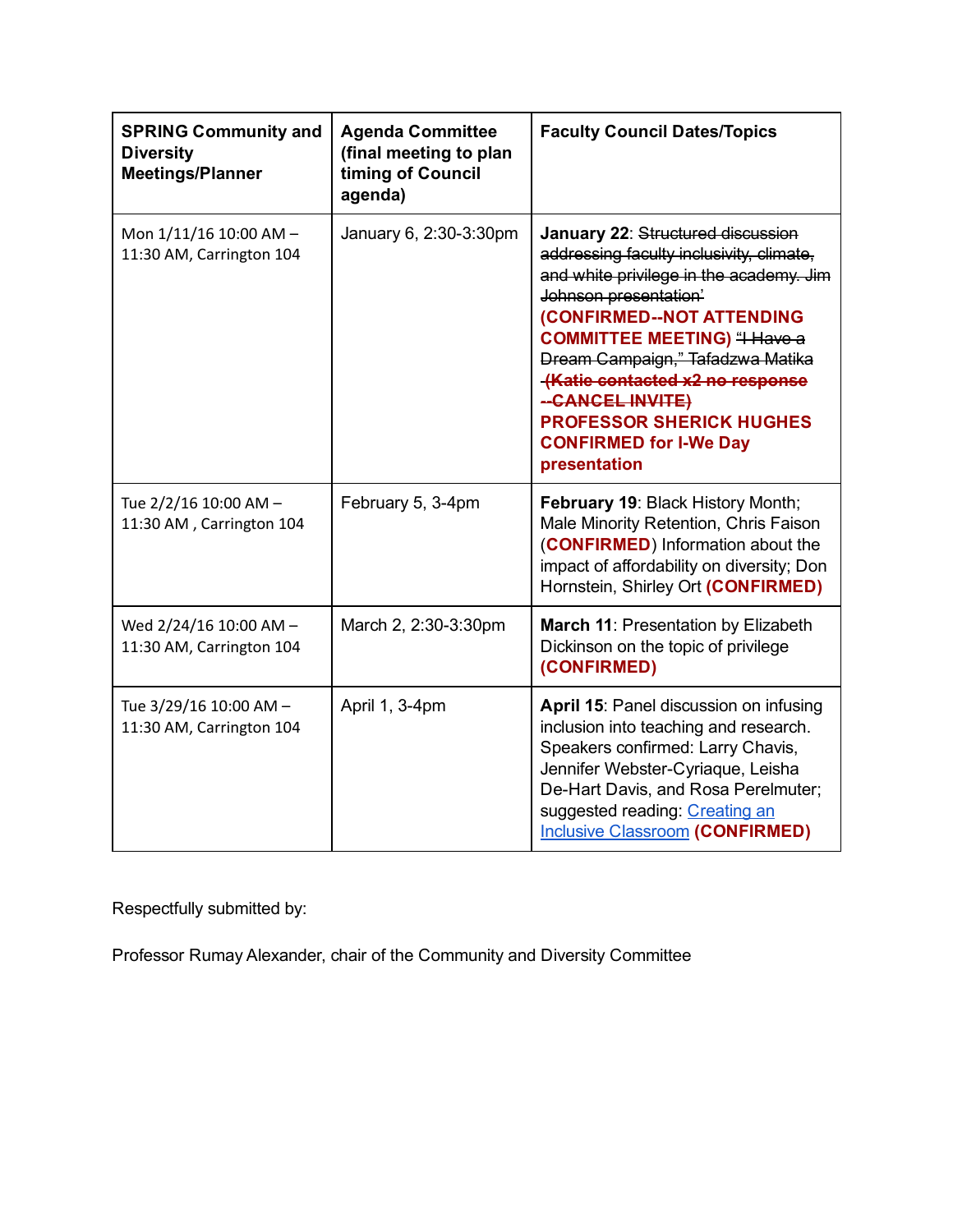| **SPRING Community and Diversity Meetings/Planner** | **Agenda Committee (final meeting to plan timing of Council agenda)** | **Faculty Council Dates/Topics** |
|---|---|---|
| Mon 1/11/16 10:00 AM – 11:30 AM, Carrington 104 | January 6, 2:30-3:30pm | **January 22**: ~~Structured discussion addressing faculty inclusivity, climate, and white privilege in the academy. Jim Johnson presentation'~~ **(CONFIRMED--NOT ATTENDING COMMITTEE MEETING)** ~~"I Have a Dream Campaign," Tafadzwa Matika~~ ~~**(Katie contacted x2 no response --CANCEL INVITE)**~~ **PROFESSOR SHERICK HUGHES CONFIRMED for I-We Day presentation** |
| Tue 2/2/16 10:00 AM – 11:30 AM , Carrington 104 | February 5, 3-4pm | **February 19**: Black History Month; Male Minority Retention, Chris Faison (**CONFIRMED**) Information about the impact of affordability on diversity; Don Hornstein, Shirley Ort **(CONFIRMED)** |
| Wed 2/24/16 10:00 AM – 11:30 AM, Carrington 104 | March 2, 2:30-3:30pm | **March 11**: Presentation by Elizabeth Dickinson on the topic of privilege **(CONFIRMED)** |
| Tue 3/29/16 10:00 AM – 11:30 AM, Carrington 104 | April 1, 3-4pm | **April 15**: Panel discussion on infusing inclusion into teaching and research. Speakers confirmed: Larry Chavis, Jennifer Webster-Cyriaque, Leisha De-Hart Davis, and Rosa Perelmuter; suggested reading: Creating an Inclusive Classroom **(CONFIRMED)** |

Respectfully submitted by:

Professor Rumay Alexander, chair of the Community and Diversity Committee